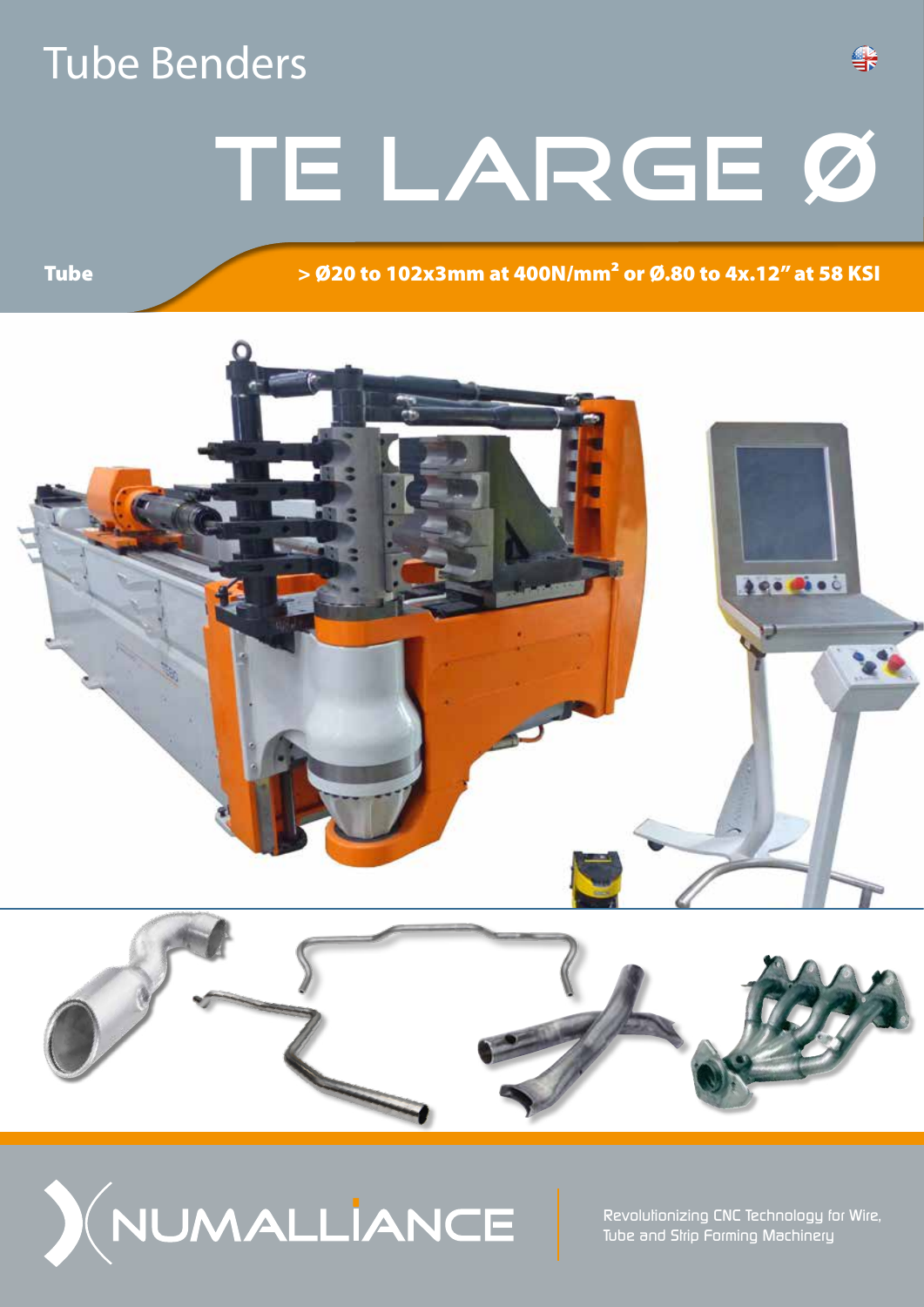# Tube Benders

# TE LARGE Ø

**Tube** **> Ø20 to 102x3mm at 400N/mm² or Ø.80 to 4x.12" at 58 KSI**

NUMALLIANCE

Revolutionizing CNC Technology for Wire, Tube and Strip Forming Machinery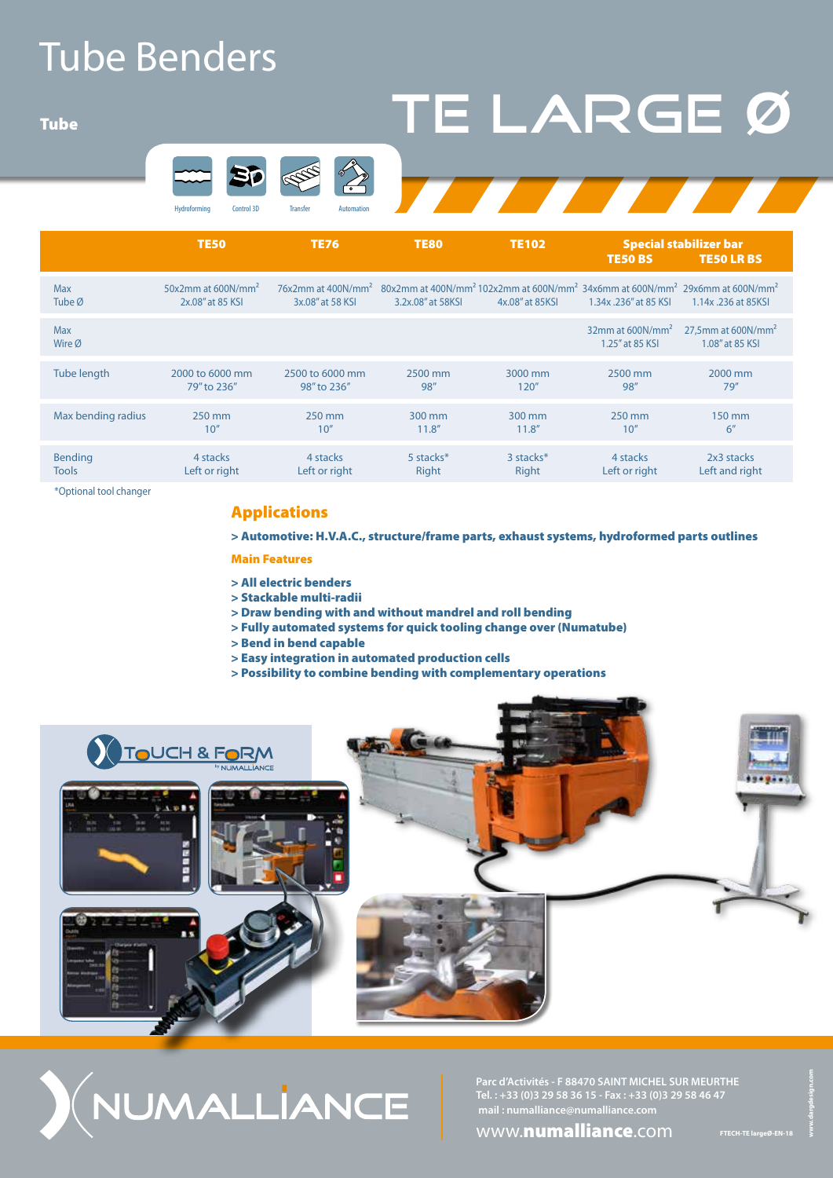# Tube Benders

**Tube**

# TE LARGE Ø

Hydroforming | Control 3D | Transfer | Automation

| | TE50 | TE76 | TE80 | TE102 | Special stabilizer bar TE50 BS | TE50 LR BS |
|---|---|---|---|---|---|---|
| Max Tube Ø | 50x2mm at 600N/mm² 2x.08" at 85 KSI | 76x2mm at 400N/mm² 3x.08" at 58 KSI | 80x2mm at 400N/mm² 3.2x.08" at 58KSI | 102x2mm at 600N/mm² 4x.08" at 85KSI | 34x6mm at 600N/mm² 1.34x .236" at 85 KSI | 29x6mm at 600N/mm² 1.14x .236 at 85KSI |
| Max Wire Ø | | | | | 32mm at 600N/mm² 1.25" at 85 KSI | 27,5mm at 600N/mm² 1.08" at 85 KSI |
| Tube length | 2000 to 6000 mm 79" to 236" | 2500 to 6000 mm 98" to 236" | 2500 mm 98" | 3000 mm 120" | 2500 mm 98" | 2000 mm 79" |
| Max bending radius | 250 mm 10" | 250 mm 10" | 300 mm 11.8" | 300 mm 11.8" | 250 mm 10" | 150 mm 6" |
| Bending Tools | 4 stacks Left or right | 4 stacks Left or right | 5 stacks* Right | 3 stacks* Right | 4 stacks Left or right | 2x3 stacks Left and right |

*Optional tool changer

## Applications

> **Automotive: H.V.A.C., structure/frame parts, exhaust systems, hydroformed parts outlines**

### Main Features

- **All electric benders**
- **Stackable multi-radii**
- **Draw bending with and without mandrel and roll bending**
- **Fully automated systems for quick tooling change over (Numatube)**
- **Bend in bend capable**
- **Easy integration in automated production cells**
- **Possibility to combine bending with complementary operations**

TOUCH & FORM by NUMALLIANCE

NUMALLIANCE

Parc d'Activités - F 88470 SAINT MICHEL SUR MEURTHE
Tel. : +33 (0)3 29 58 36 15 - Fax : +33 (0)3 29 58 46 47
mail : numalliance@numalliance.com

www.**numalliance**.com

FTECH-TE largeØ-EN-18